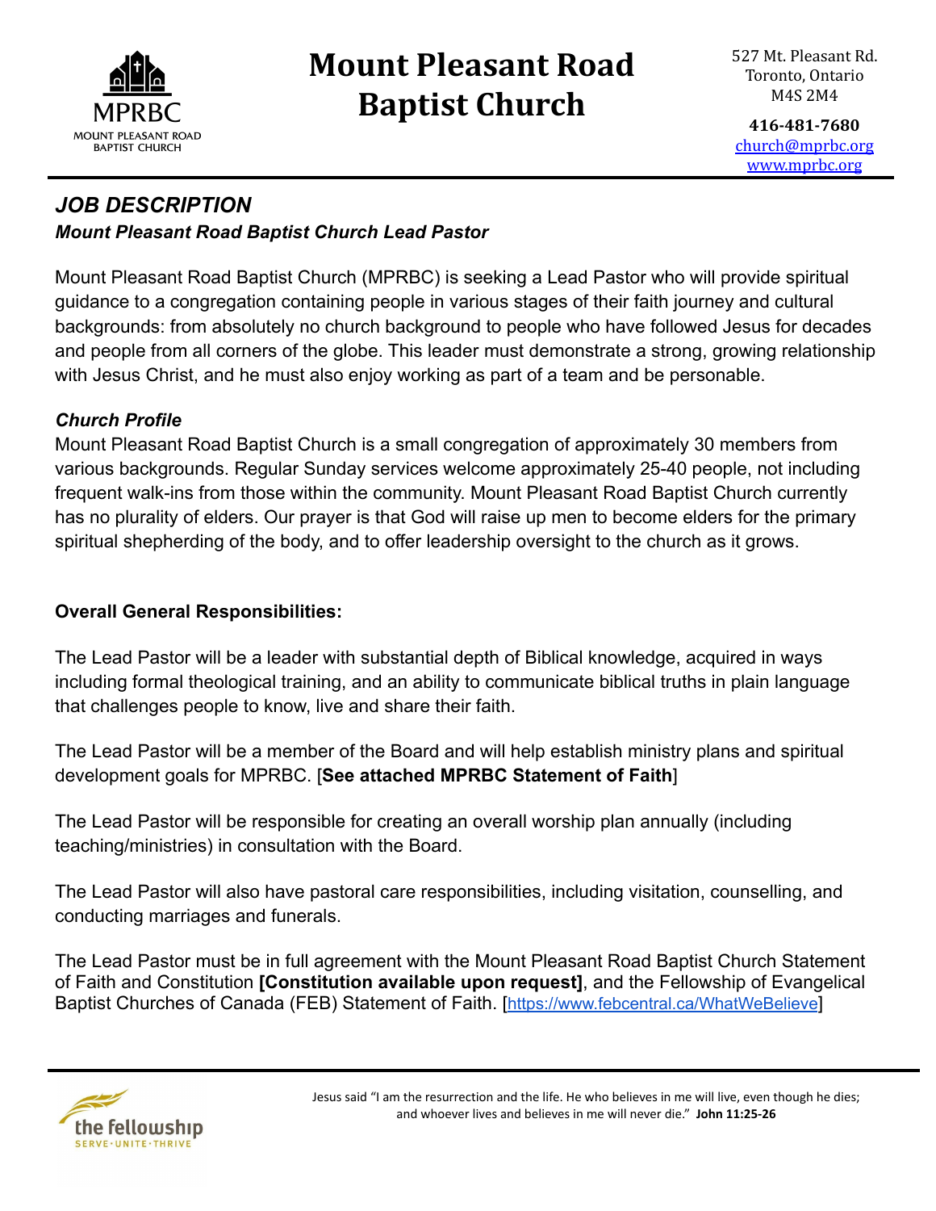# Mount Pleasant Road Baptist Church

527 Mt. Pleasant Rd.
Toronto, Ontario
M4S 2M4

**416-481-7680**
church@mprbc.org
www.mprbc.org

## *JOB DESCRIPTION*

### *Mount Pleasant Road Baptist Church Lead Pastor*

Mount Pleasant Road Baptist Church (MPRBC) is seeking a Lead Pastor who will provide spiritual guidance to a congregation containing people in various stages of their faith journey and cultural backgrounds: from absolutely no church background to people who have followed Jesus for decades and people from all corners of the globe. This leader must demonstrate a strong, growing relationship with Jesus Christ, and he must also enjoy working as part of a team and be personable.

### *Church Profile*

Mount Pleasant Road Baptist Church is a small congregation of approximately 30 members from various backgrounds. Regular Sunday services welcome approximately 25-40 people, not including frequent walk-ins from those within the community. Mount Pleasant Road Baptist Church currently has no plurality of elders. Our prayer is that God will raise up men to become elders for the primary spiritual shepherding of the body, and to offer leadership oversight to the church as it grows.

### Overall General Responsibilities:

The Lead Pastor will be a leader with substantial depth of Biblical knowledge, acquired in ways including formal theological training, and an ability to communicate biblical truths in plain language that challenges people to know, live and share their faith.

The Lead Pastor will be a member of the Board and will help establish ministry plans and spiritual development goals for MPRBC. [**See attached MPRBC Statement of Faith**]

The Lead Pastor will be responsible for creating an overall worship plan annually (including teaching/ministries) in consultation with the Board.

The Lead Pastor will also have pastoral care responsibilities, including visitation, counselling, and conducting marriages and funerals.

The Lead Pastor must be in full agreement with the Mount Pleasant Road Baptist Church Statement of Faith and Constitution **[Constitution available upon request]**, and the Fellowship of Evangelical Baptist Churches of Canada (FEB) Statement of Faith. [https://www.febcentral.ca/WhatWeBelieve]

Jesus said "I am the resurrection and the life. He who believes in me will live, even though he dies; and whoever lives and believes in me will never die." **John 11:25-26**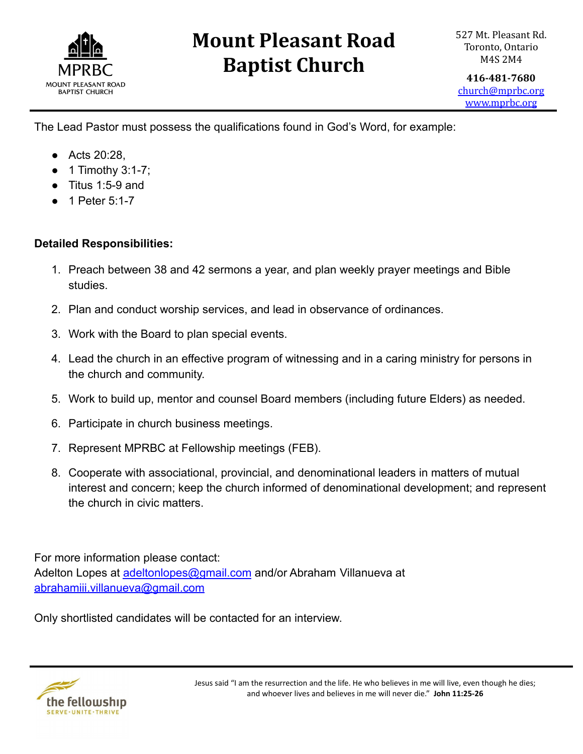The Lead Pastor must possess the qualifications found in God's Word, for example:

- Acts 20:28,
- 1 Timothy 3:1-7;
- Titus 1:5-9 and
- 1 Peter 5:1-7

**Detailed Responsibilities:**

1. Preach between 38 and 42 sermons a year, and plan weekly prayer meetings and Bible studies.
2. Plan and conduct worship services, and lead in observance of ordinances.
3. Work with the Board to plan special events.
4. Lead the church in an effective program of witnessing and in a caring ministry for persons in the church and community.
5. Work to build up, mentor and counsel Board members (including future Elders) as needed.
6. Participate in church business meetings.
7. Represent MPRBC at Fellowship meetings (FEB).
8. Cooperate with associational, provincial, and denominational leaders in matters of mutual interest and concern; keep the church informed of denominational development; and represent the church in civic matters.

For more information please contact:
Adelton Lopes at adeltonlopes@gmail.com and/or Abraham Villanueva at abrahamiii.villanueva@gmail.com

Only shortlisted candidates will be contacted for an interview.